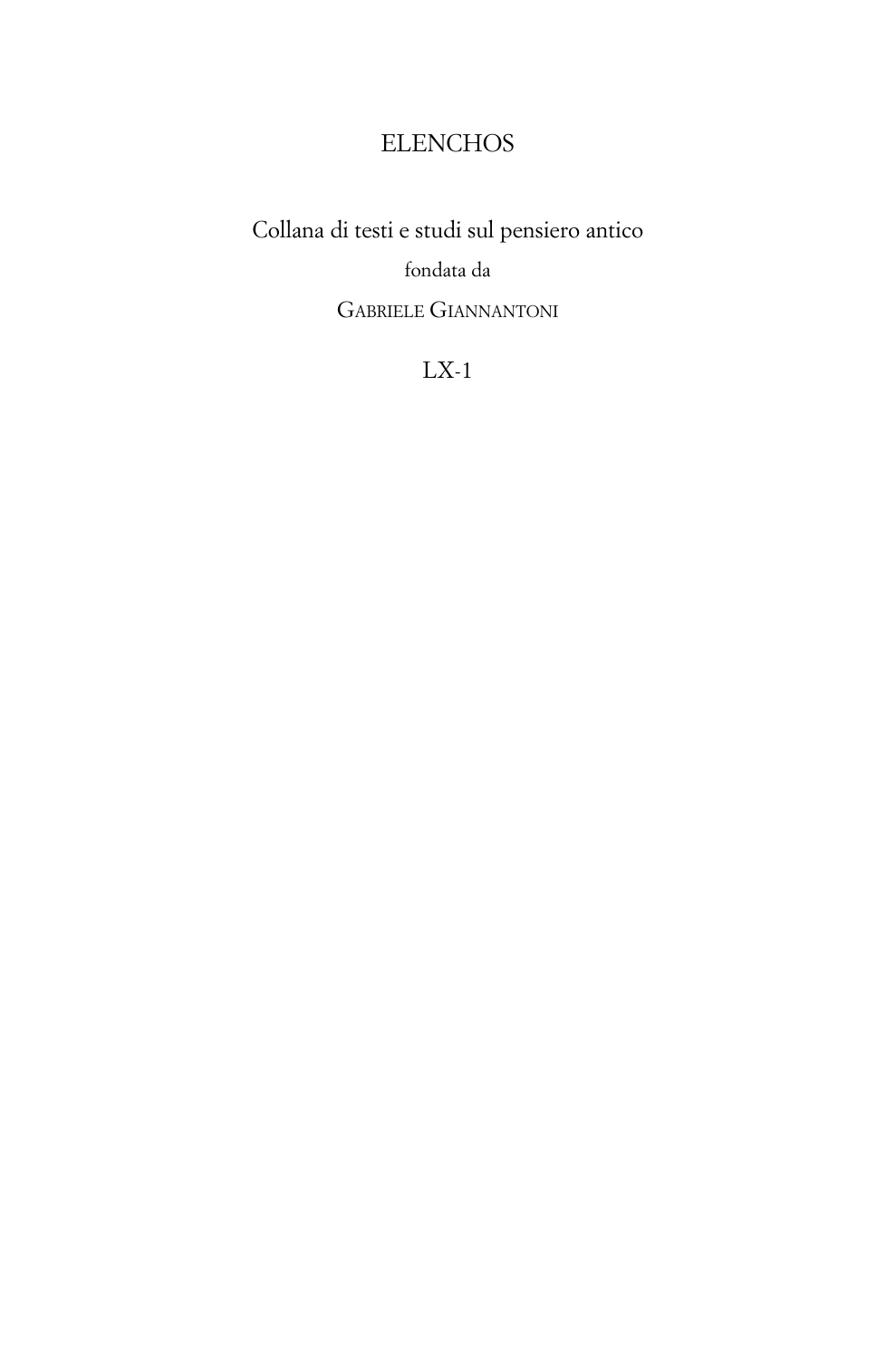# ELENCHOS

Collana di testi e studi sul pensiero antico

fondata da

GABRIELE GIANNANTONI

LX-1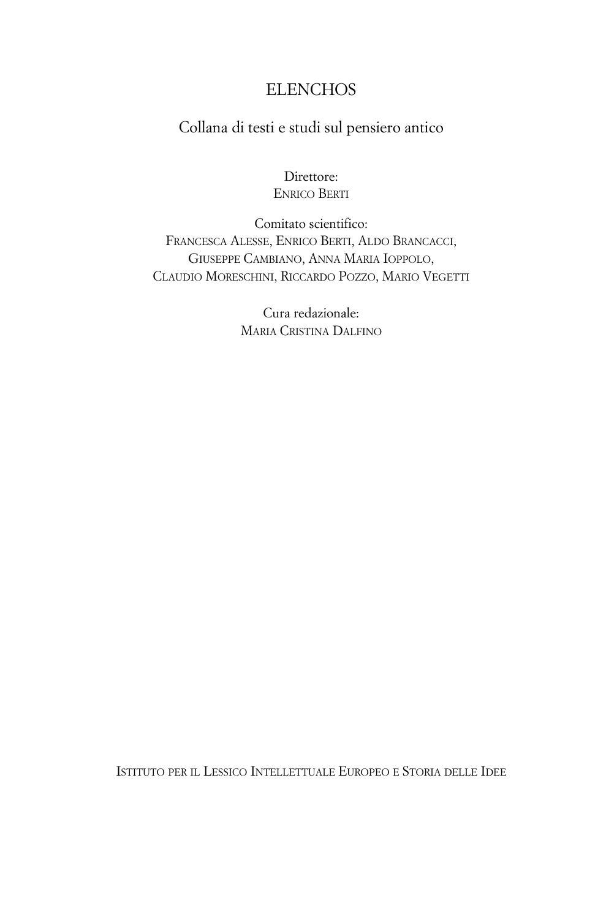# ELENCHOS

## Collana di testi e studi sul pensiero antico

Direttore:
Enrico Berti

Comitato scientifico:
Francesca Alesse, Enrico Berti, Aldo Brancacci,
Giuseppe Cambiano, Anna Maria Ioppolo,
Claudio Moreschini, Riccardo Pozzo, Mario Vegetti

Cura redazionale:
Maria Cristina Dalfino

Istituto per il Lessico Intellettuale Europeo e Storia delle Idee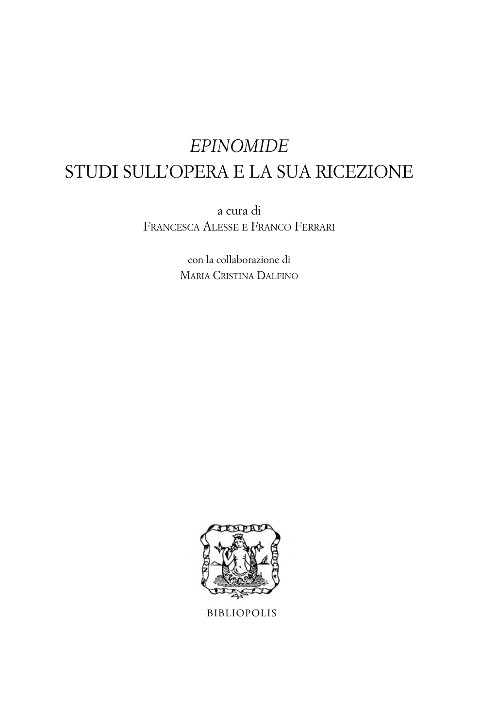# *EPINOMIDE*
# STUDI SULL'OPERA E LA SUA RICEZIONE

a cura di
FRANCESCA ALESSE E FRANCO FERRARI

con la collaborazione di
MARIA CRISTINA DALFINO

BIBLIOPOLIS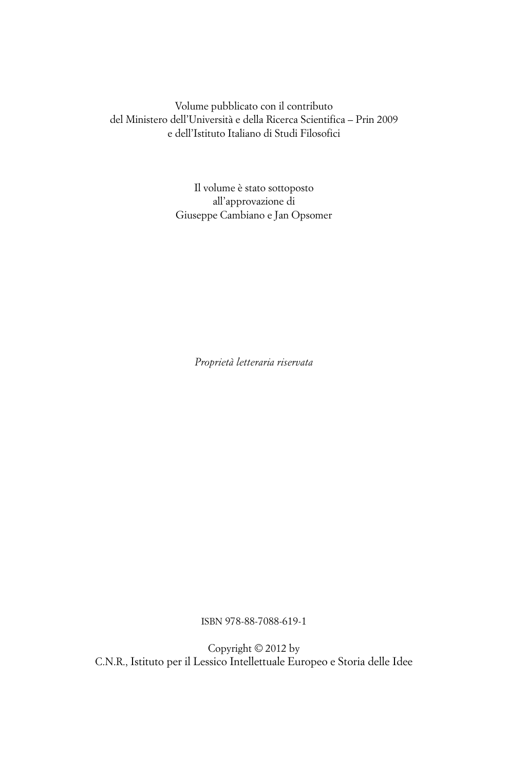Volume pubblicato con il contributo
del Ministero dell'Università e della Ricerca Scientifica – Prin 2009
e dell'Istituto Italiano di Studi Filosofici

Il volume è stato sottoposto
all'approvazione di
Giuseppe Cambiano e Jan Opsomer

*Proprietà letteraria riservata*

ISBN 978-88-7088-619-1

Copyright © 2012 by
C.N.R., Istituto per il Lessico Intellettuale Europeo e Storia delle Idee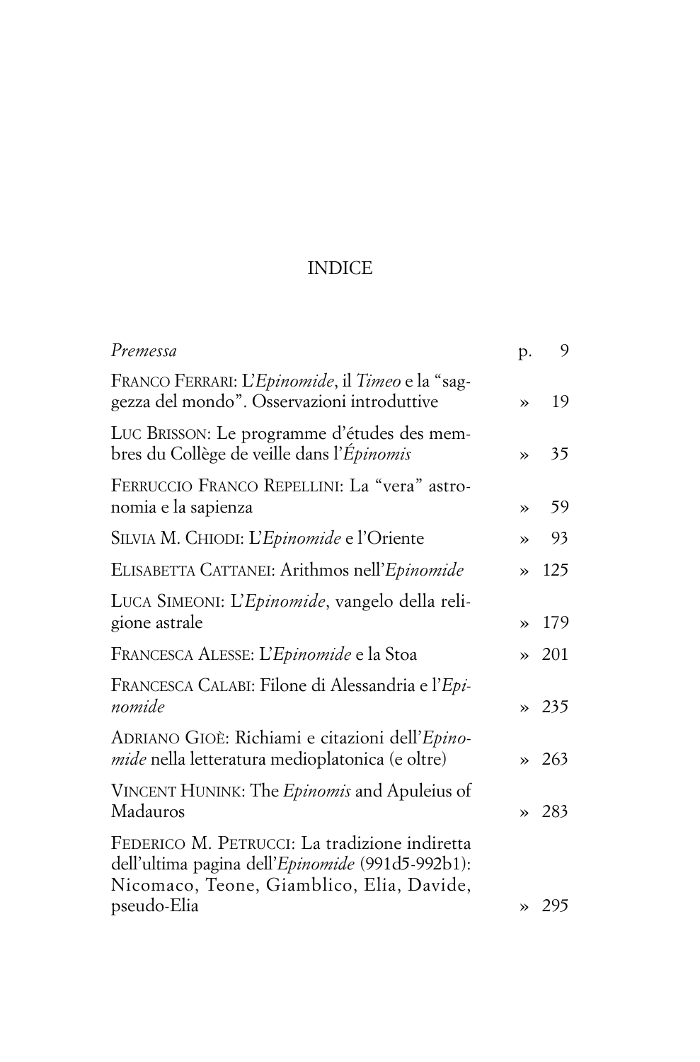# INDICE

| | | |
|---|---|---|
| *Premessa* | p. | 9 |
| FRANCO FERRARI: L'*Epinomide*, il *Timeo* e la "saggezza del mondo". Osservazioni introduttive | » | 19 |
| LUC BRISSON: Le programme d'études des membres du Collège de veille dans l'*Épinomis* | » | 35 |
| FERRUCCIO FRANCO REPELLINI: La "vera" astronomia e la sapienza | » | 59 |
| SILVIA M. CHIODI: L'*Epinomide* e l'Oriente | » | 93 |
| ELISABETTA CATTANEI: Arithmos nell'*Epinomide* | » | 125 |
| LUCA SIMEONI: L'*Epinomide*, vangelo della religione astrale | » | 179 |
| FRANCESCA ALESSE: L'*Epinomide* e la Stoa | » | 201 |
| FRANCESCA CALABI: Filone di Alessandria e l'*Epinomide* | » | 235 |
| ADRIANO GIOÈ: Richiami e citazioni dell'*Epinomide* nella letteratura medioplatonica (e oltre) | » | 263 |
| VINCENT HUNINK: The *Epinomis* and Apuleius of Madauros | » | 283 |
| FEDERICO M. PETRUCCI: La tradizione indiretta dell'ultima pagina dell'*Epinomide* (991d5-992b1): Nicomaco, Teone, Giamblico, Elia, Davide, pseudo-Elia | » | 295 |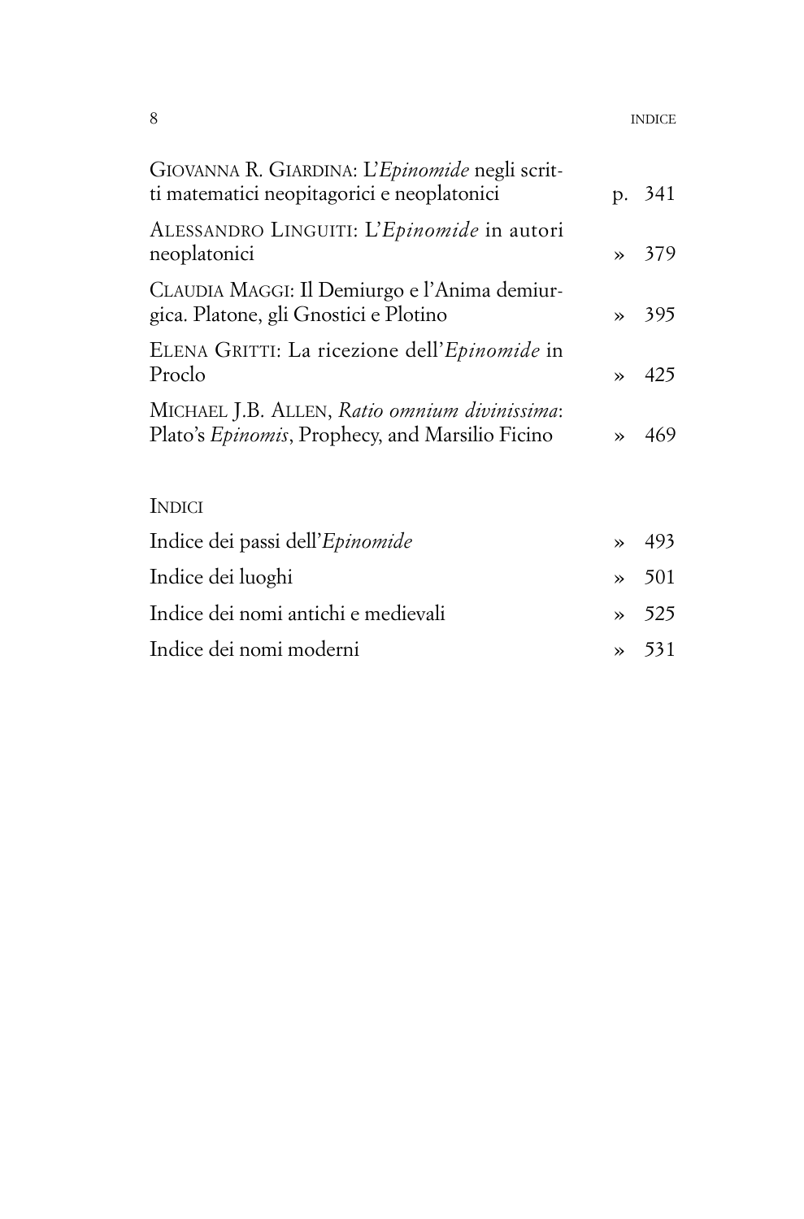GIOVANNA R. GIARDINA: L'*Epinomide* negli scritti matematici neopitagorici e neoplatonici p. 341

ALESSANDRO LINGUITI: L'*Epinomide* in autori neoplatonici » 379

CLAUDIA MAGGI: Il Demiurgo e l'Anima demiurgica. Platone, gli Gnostici e Plotino » 395

ELENA GRITTI: La ricezione dell'*Epinomide* in Proclo » 425

MICHAEL J.B. ALLEN, *Ratio omnium divinissima*: Plato's *Epinomis*, Prophecy, and Marsilio Ficino » 469

INDICI

Indice dei passi dell'*Epinomide* » 493

Indice dei luoghi » 501

Indice dei nomi antichi e medievali » 525

Indice dei nomi moderni » 531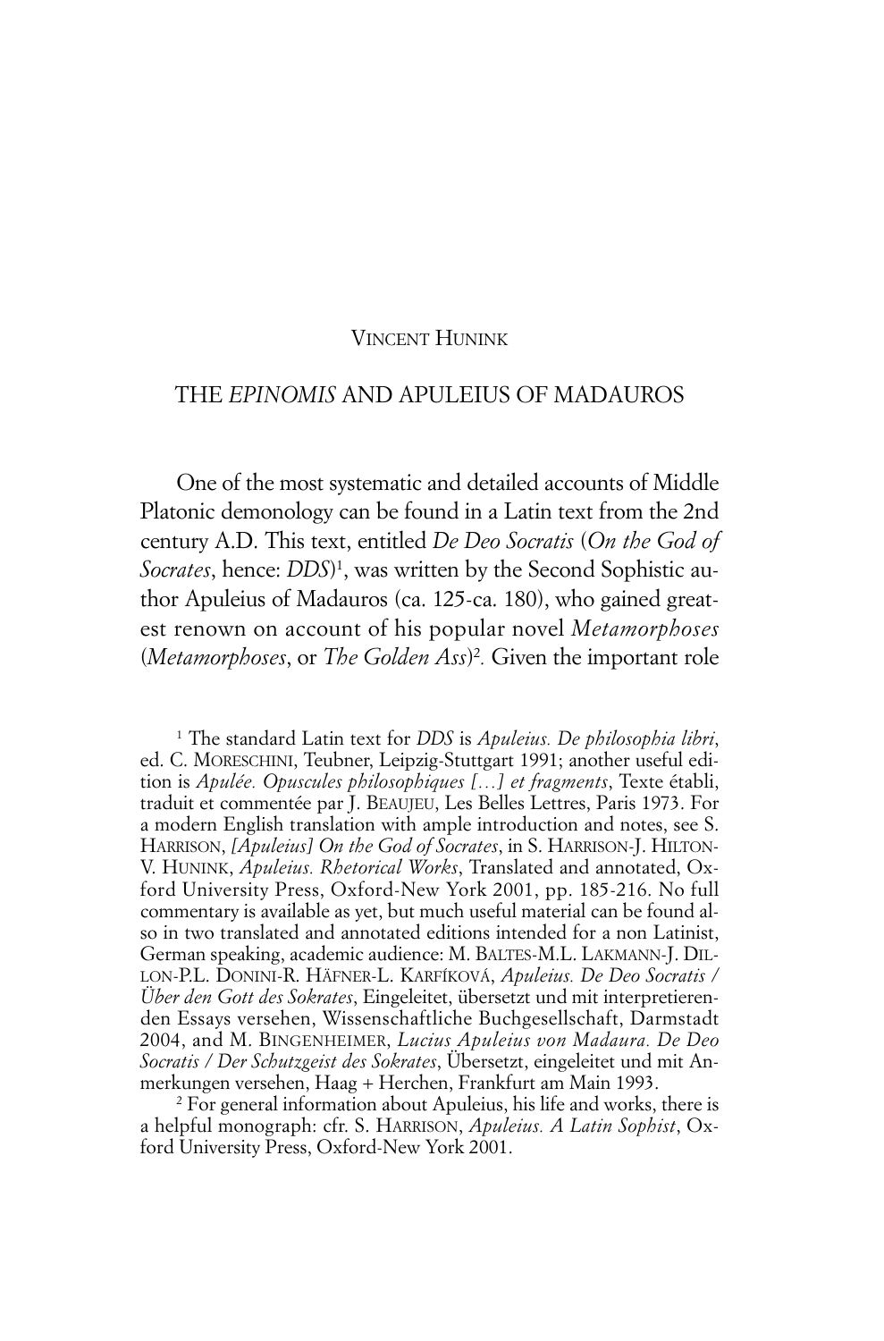VINCENT HUNINK

# THE *EPINOMIS* AND APULEIUS OF MADAUROS

One of the most systematic and detailed accounts of Middle Platonic demonology can be found in a Latin text from the 2nd century A.D. This text, entitled *De Deo Socratis* (*On the God of Socrates*, hence: *DDS*)[1], was written by the Second Sophistic author Apuleius of Madauros (ca. 125-ca. 180), who gained greatest renown on account of his popular novel *Metamorphoses* (*Metamorphoses*, or *The Golden Ass*)[2]. Given the important role

[1] The standard Latin text for *DDS* is *Apuleius. De philosophia libri*, ed. C. MORESCHINI, Teubner, Leipzig-Stuttgart 1991; another useful edition is *Apulée. Opuscules philosophiques [...] et fragments*, Texte établi, traduit et commentée par J. BEAUJEU, Les Belles Lettres, Paris 1973. For a modern English translation with ample introduction and notes, see S. HARRISON, *[Apuleius] On the God of Socrates*, in S. HARRISON-J. HILTON-V. HUNINK, *Apuleius. Rhetorical Works*, Translated and annotated, Oxford University Press, Oxford-New York 2001, pp. 185-216. No full commentary is available as yet, but much useful material can be found also in two translated and annotated editions intended for a non Latinist, German speaking, academic audience: M. BALTES-M.L. LAKMANN-J. DILLON-P.L. DONINI-R. HÄFNER-L. KARFÍKOVÁ, *Apuleius. De Deo Socratis / Über den Gott des Sokrates*, Eingeleitet, übersetzt und mit interpretierenden Essays versehen, Wissenschaftliche Buchgesellschaft, Darmstadt 2004, and M. BINGENHEIMER, *Lucius Apuleius von Madaura. De Deo Socratis / Der Schutzgeist des Sokrates*, Übersetzt, eingeleitet und mit Anmerkungen versehen, Haag + Herchen, Frankfurt am Main 1993.

[2] For general information about Apuleius, his life and works, there is a helpful monograph: cfr. S. HARRISON, *Apuleius. A Latin Sophist*, Oxford University Press, Oxford-New York 2001.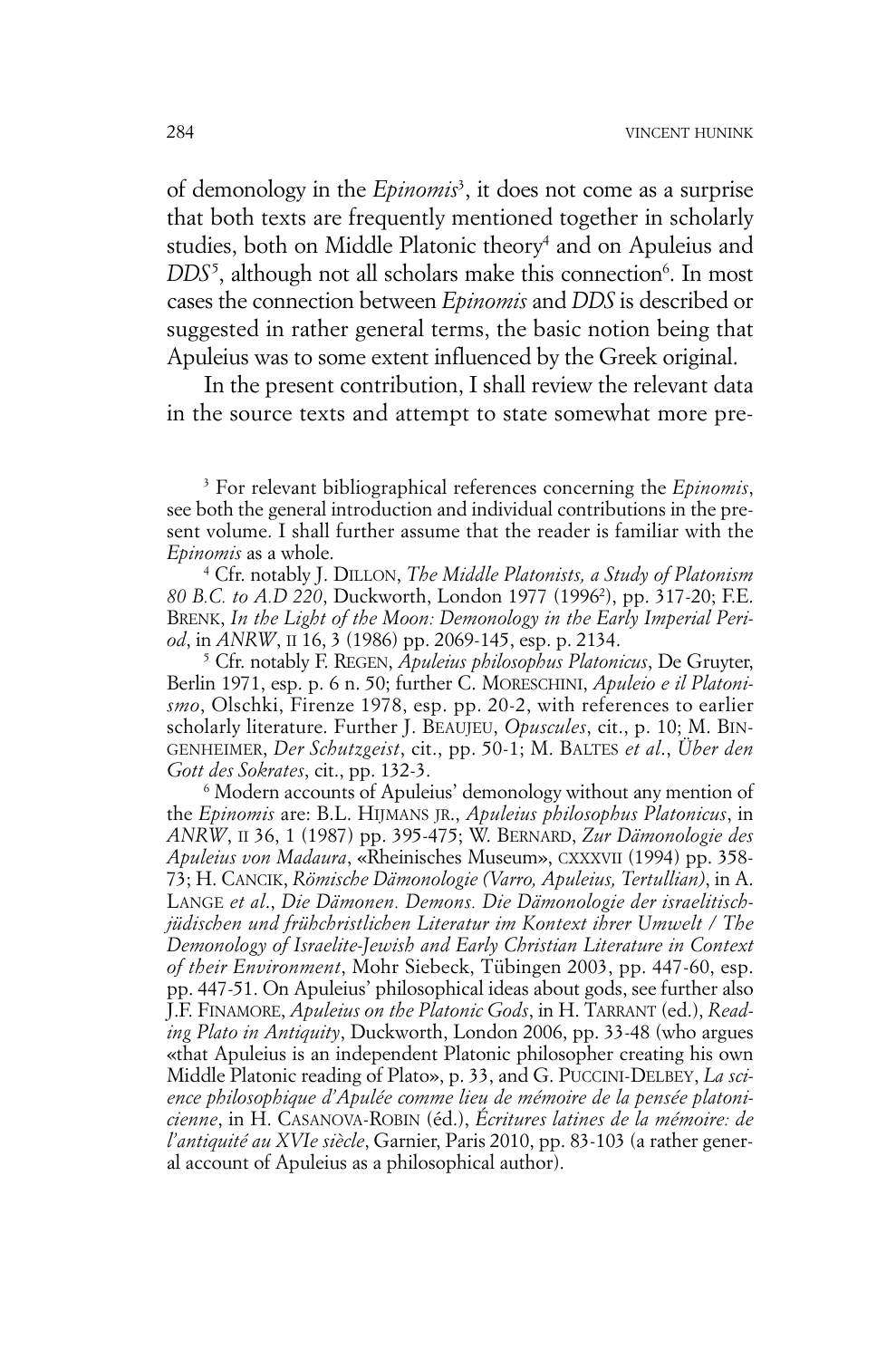of demonology in the *Epinomis*[3], it does not come as a surprise that both texts are frequently mentioned together in scholarly studies, both on Middle Platonic theory[4] and on Apuleius and *DDS*[5], although not all scholars make this connection[6]. In most cases the connection between *Epinomis* and *DDS* is described or suggested in rather general terms, the basic notion being that Apuleius was to some extent influenced by the Greek original.

In the present contribution, I shall review the relevant data in the source texts and attempt to state somewhat more pre-

[3] For relevant bibliographical references concerning the *Epinomis*, see both the general introduction and individual contributions in the present volume. I shall further assume that the reader is familiar with the *Epinomis* as a whole.

[4] Cfr. notably J. DILLON, *The Middle Platonists, a Study of Platonism 80 B.C. to A.D 220*, Duckworth, London 1977 (1996²), pp. 317-20; F.E. BRENK, *In the Light of the Moon: Demonology in the Early Imperial Period*, in *ANRW*, II 16, 3 (1986) pp. 2069-145, esp. p. 2134.

[5] Cfr. notably F. REGEN, *Apuleius philosophus Platonicus*, De Gruyter, Berlin 1971, esp. p. 6 n. 50; further C. MORESCHINI, *Apuleio e il Platonismo*, Olschki, Firenze 1978, esp. pp. 20-2, with references to earlier scholarly literature. Further J. BEAUJEU, *Opuscules*, cit., p. 10; M. BINGENHEIMER, *Der Schutzgeist*, cit., pp. 50-1; M. BALTES *et al.*, *Über den Gott des Sokrates*, cit., pp. 132-3.

[6] Modern accounts of Apuleius' demonology without any mention of the *Epinomis* are: B.L. HIJMANS JR., *Apuleius philosophus Platonicus*, in *ANRW*, II 36, 1 (1987) pp. 395-475; W. BERNARD, *Zur Dämonologie des Apuleius von Madaura*, «Rheinisches Museum», CXXXVII (1994) pp. 358-73; H. CANCIK, *Römische Dämonologie (Varro, Apuleius, Tertullian)*, in A. LANGE *et al.*, *Die Dämonen. Demons. Die Dämonologie der israelitisch-jüdischen und frühchristlichen Literatur im Kontext ihrer Umwelt / The Demonology of Israelite-Jewish and Early Christian Literature in Context of their Environment*, Mohr Siebeck, Tübingen 2003, pp. 447-60, esp. pp. 447-51. On Apuleius' philosophical ideas about gods, see further also J.F. FINAMORE, *Apuleius on the Platonic Gods*, in H. TARRANT (ed.), *Reading Plato in Antiquity*, Duckworth, London 2006, pp. 33-48 (who argues «that Apuleius is an independent Platonic philosopher creating his own Middle Platonic reading of Plato», p. 33, and G. PUCCINI-DELBEY, *La science philosophique d'Apulée comme lieu de mémoire de la pensée platonicienne*, in H. CASANOVA-ROBIN (éd.), *Écritures latines de la mémoire: de l'antiquité au XVIe siècle*, Garnier, Paris 2010, pp. 83-103 (a rather general account of Apuleius as a philosophical author).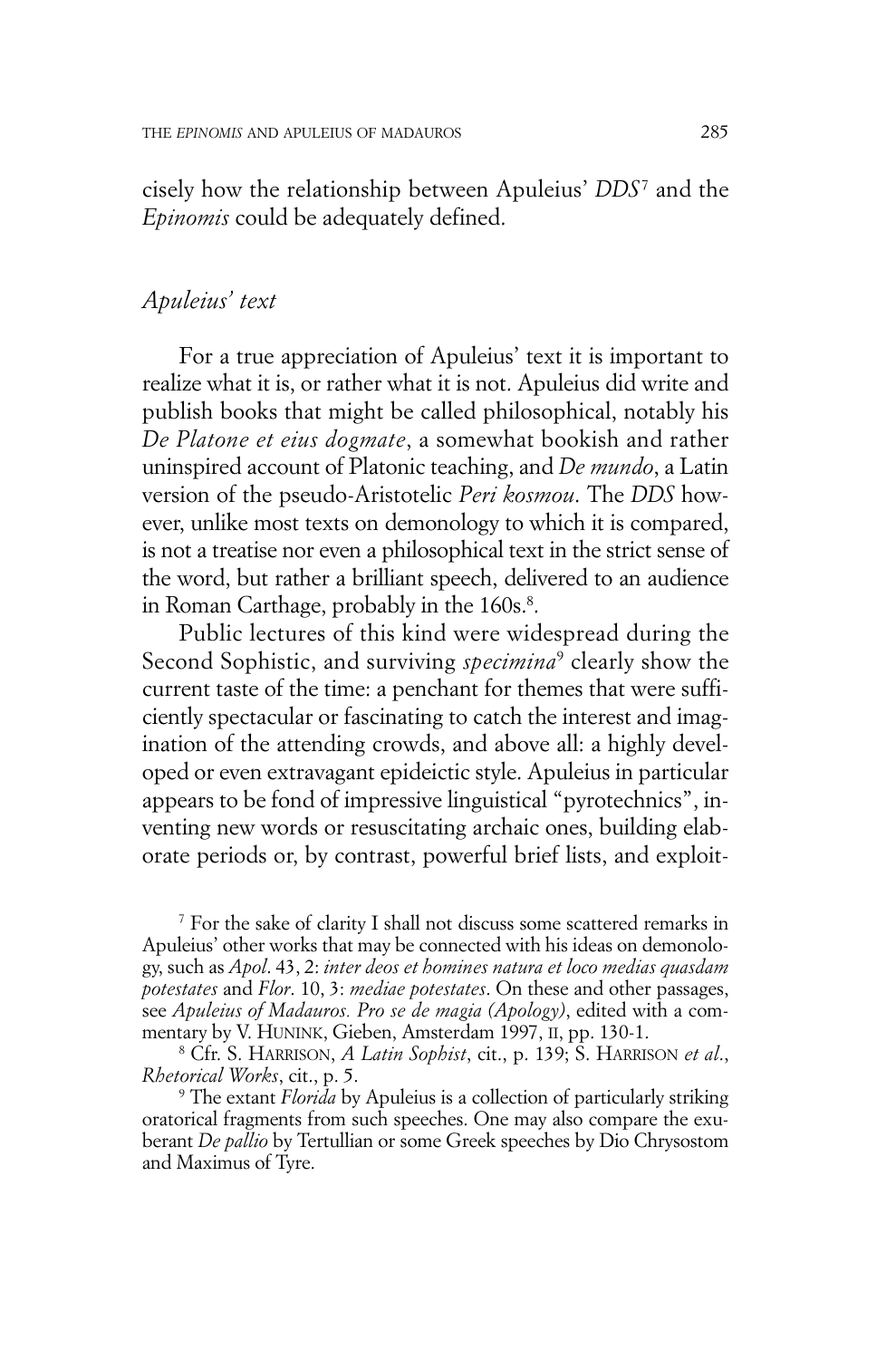cisely how the relationship between Apuleius' *DDS*[7] and the *Epinomis* could be adequately defined.

## *Apuleius' text*

For a true appreciation of Apuleius' text it is important to realize what it is, or rather what it is not. Apuleius did write and publish books that might be called philosophical, notably his *De Platone et eius dogmate*, a somewhat bookish and rather uninspired account of Platonic teaching, and *De mundo*, a Latin version of the pseudo-Aristotelic *Peri kosmou*. The *DDS* however, unlike most texts on demonology to which it is compared, is not a treatise nor even a philosophical text in the strict sense of the word, but rather a brilliant speech, delivered to an audience in Roman Carthage, probably in the 160s.[8].

Public lectures of this kind were widespread during the Second Sophistic, and surviving *specimina*[9] clearly show the current taste of the time: a penchant for themes that were sufficiently spectacular or fascinating to catch the interest and imagination of the attending crowds, and above all: a highly developed or even extravagant epideictic style. Apuleius in particular appears to be fond of impressive linguistical "pyrotechnics", inventing new words or resuscitating archaic ones, building elaborate periods or, by contrast, powerful brief lists, and exploit-

---

[7] For the sake of clarity I shall not discuss some scattered remarks in Apuleius' other works that may be connected with his ideas on demonology, such as *Apol*. 43, 2: *inter deos et homines natura et loco medias quasdam potestates* and *Flor*. 10, 3: *mediae potestates*. On these and other passages, see *Apuleius of Madauros. Pro se de magia (Apology)*, edited with a commentary by V. HUNINK, Gieben, Amsterdam 1997, II, pp. 130-1.

[8] Cfr. S. HARRISON, *A Latin Sophist*, cit., p. 139; S. HARRISON *et al*., *Rhetorical Works*, cit., p. 5.

[9] The extant *Florida* by Apuleius is a collection of particularly striking oratorical fragments from such speeches. One may also compare the exuberant *De pallio* by Tertullian or some Greek speeches by Dio Chrysostom and Maximus of Tyre.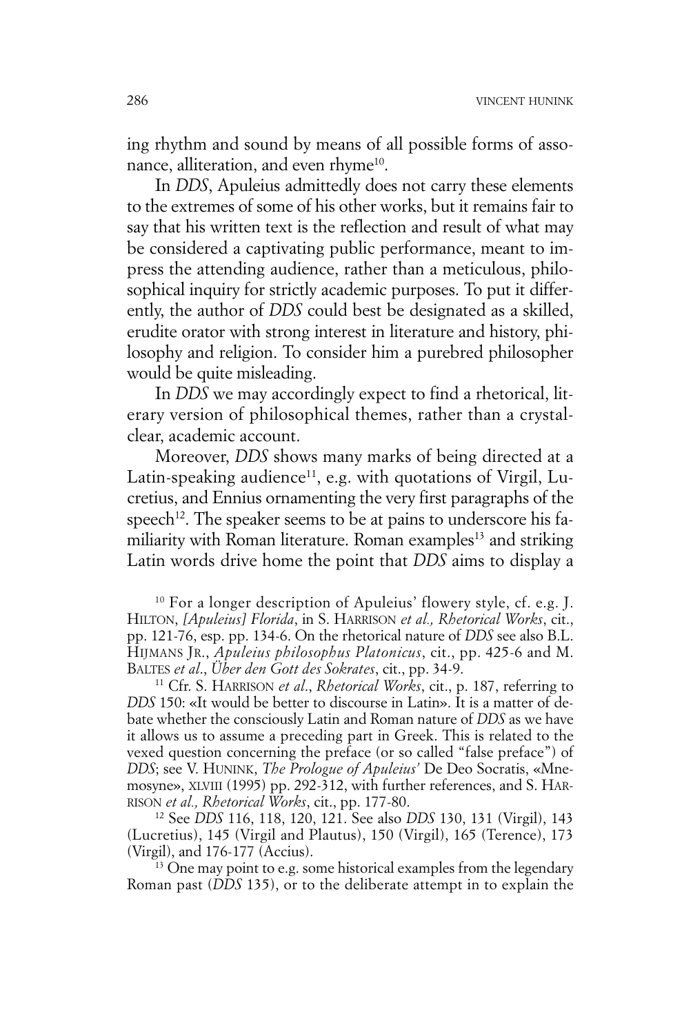ing rhythm and sound by means of all possible forms of assonance, alliteration, and even rhyme[10].

In *DDS*, Apuleius admittedly does not carry these elements to the extremes of some of his other works, but it remains fair to say that his written text is the reflection and result of what may be considered a captivating public performance, meant to impress the attending audience, rather than a meticulous, philosophical inquiry for strictly academic purposes. To put it differently, the author of *DDS* could best be designated as a skilled, erudite orator with strong interest in literature and history, philosophy and religion. To consider him a purebred philosopher would be quite misleading.

In *DDS* we may accordingly expect to find a rhetorical, literary version of philosophical themes, rather than a crystal-clear, academic account.

Moreover, *DDS* shows many marks of being directed at a Latin-speaking audience[11], e.g. with quotations of Virgil, Lucretius, and Ennius ornamenting the very first paragraphs of the speech[12]. The speaker seems to be at pains to underscore his familiarity with Roman literature. Roman examples[13] and striking Latin words drive home the point that *DDS* aims to display a

[10] For a longer description of Apuleius' flowery style, cf. e.g. J. Hilton, *[Apuleius] Florida*, in S. Harrison *et al., Rhetorical Works*, cit., pp. 121-76, esp. pp. 134-6. On the rhetorical nature of *DDS* see also B.L. Hijmans Jr., *Apuleius philosophus Platonicus*, cit., pp. 425-6 and M. Baltes *et al.*, *Über den Gott des Sokrates*, cit., pp. 34-9.

[11] Cfr. S. Harrison *et al.*, *Rhetorical Works*, cit., p. 187, referring to *DDS* 150: «It would be better to discourse in Latin». It is a matter of debate whether the consciously Latin and Roman nature of *DDS* as we have it allows us to assume a preceding part in Greek. This is related to the vexed question concerning the preface (or so called "false preface") of *DDS*; see V. Hunink, *The Prologue of Apuleius'* De Deo Socratis, «Mnemosyne», XLVIII (1995) pp. 292-312, with further references, and S. Harrison *et al., Rhetorical Works*, cit., pp. 177-80.

[12] See *DDS* 116, 118, 120, 121. See also *DDS* 130, 131 (Virgil), 143 (Lucretius), 145 (Virgil and Plautus), 150 (Virgil), 165 (Terence), 173 (Virgil), and 176-177 (Accius).

[13] One may point to e.g. some historical examples from the legendary Roman past (*DDS* 135), or to the deliberate attempt in to explain the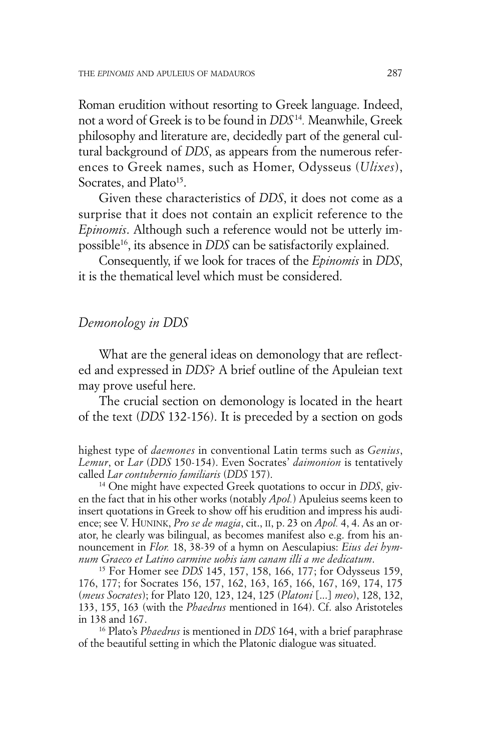Roman erudition without resorting to Greek language. Indeed, not a word of Greek is to be found in *DDS*[14]. Meanwhile, Greek philosophy and literature are, decidedly part of the general cultural background of *DDS*, as appears from the numerous references to Greek names, such as Homer, Odysseus (*Ulixes*), Socrates, and Plato[15].

Given these characteristics of *DDS*, it does not come as a surprise that it does not contain an explicit reference to the *Epinomis*. Although such a reference would not be utterly impossible[16], its absence in *DDS* can be satisfactorily explained.

Consequently, if we look for traces of the *Epinomis* in *DDS*, it is the thematical level which must be considered.

## *Demonology in DDS*

What are the general ideas on demonology that are reflected and expressed in *DDS*? A brief outline of the Apuleian text may prove useful here.

The crucial section on demonology is located in the heart of the text (*DDS* 132-156). It is preceded by a section on gods

---

highest type of *daemones* in conventional Latin terms such as *Genius*, *Lemur*, or *Lar* (*DDS* 150-154). Even Socrates' *daimonion* is tentatively called *Lar contubernio familiaris* (*DDS* 157).

[14] One might have expected Greek quotations to occur in *DDS*, given the fact that in his other works (notably *Apol.*) Apuleius seems keen to insert quotations in Greek to show off his erudition and impress his audience; see V. HUNINK, *Pro se de magia*, cit., II, p. 23 on *Apol.* 4, 4. As an orator, he clearly was bilingual, as becomes manifest also e.g. from his announcement in *Flor.* 18, 38-39 of a hymn on Aesculapius: *Eius dei hymnum Graeco et Latino carmine uobis iam canam illi a me dedicatum*.

[15] For Homer see *DDS* 145, 157, 158, 166, 177; for Odysseus 159, 176, 177; for Socrates 156, 157, 162, 163, 165, 166, 167, 169, 174, 175 (*meus Socrates*); for Plato 120, 123, 124, 125 (*Platoni* [...] *meo*), 128, 132, 133, 155, 163 (with the *Phaedrus* mentioned in 164). Cf. also Aristoteles in 138 and 167.

[16] Plato's *Phaedrus* is mentioned in *DDS* 164, with a brief paraphrase of the beautiful setting in which the Platonic dialogue was situated.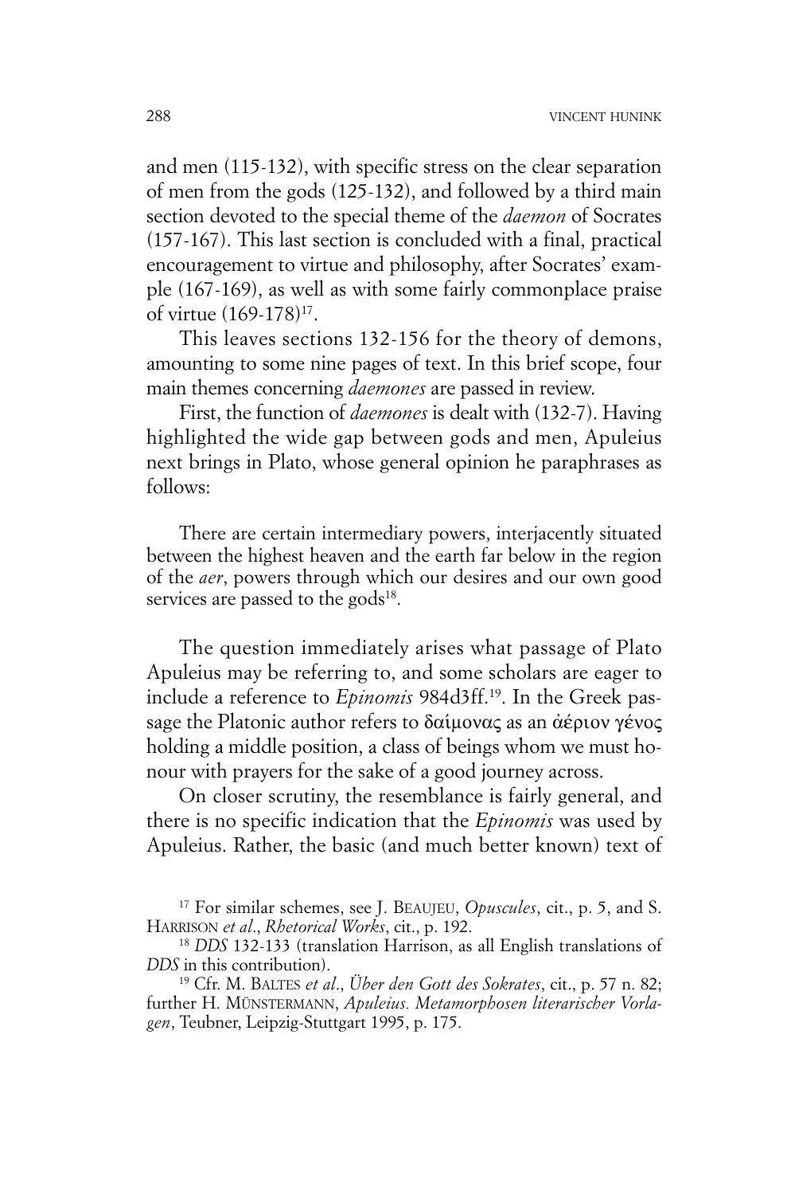and men (115-132), with specific stress on the clear separation of men from the gods (125-132), and followed by a third main section devoted to the special theme of the *daemon* of Socrates (157-167). This last section is concluded with a final, practical encouragement to virtue and philosophy, after Socrates' example (167-169), as well as with some fairly commonplace praise of virtue (169-178)[17].

This leaves sections 132-156 for the theory of demons, amounting to some nine pages of text. In this brief scope, four main themes concerning *daemones* are passed in review.

First, the function of *daemones* is dealt with (132-7). Having highlighted the wide gap between gods and men, Apuleius next brings in Plato, whose general opinion he paraphrases as follows:

> There are certain intermediary powers, interjacently situated between the highest heaven and the earth far below in the region of the *aer*, powers through which our desires and our own good services are passed to the gods[18].

The question immediately arises what passage of Plato Apuleius may be referring to, and some scholars are eager to include a reference to *Epinomis* 984d3ff.[19]. In the Greek passage the Platonic author refers to δαίμονας as an ἀέριον γένος holding a middle position, a class of beings whom we must honour with prayers for the sake of a good journey across.

On closer scrutiny, the resemblance is fairly general, and there is no specific indication that the *Epinomis* was used by Apuleius. Rather, the basic (and much better known) text of

---

[17] For similar schemes, see J. BEAUJEU, *Opuscules*, cit., p. 5, and S. HARRISON *et al.*, *Rhetorical Works*, cit., p. 192.

[18] *DDS* 132-133 (translation Harrison, as all English translations of *DDS* in this contribution).

[19] Cfr. M. BALTES *et al.*, *Über den Gott des Sokrates*, cit., p. 57 n. 82; further H. MÜNSTERMANN, *Apuleius. Metamorphosen literarischer Vorlagen*, Teubner, Leipzig-Stuttgart 1995, p. 175.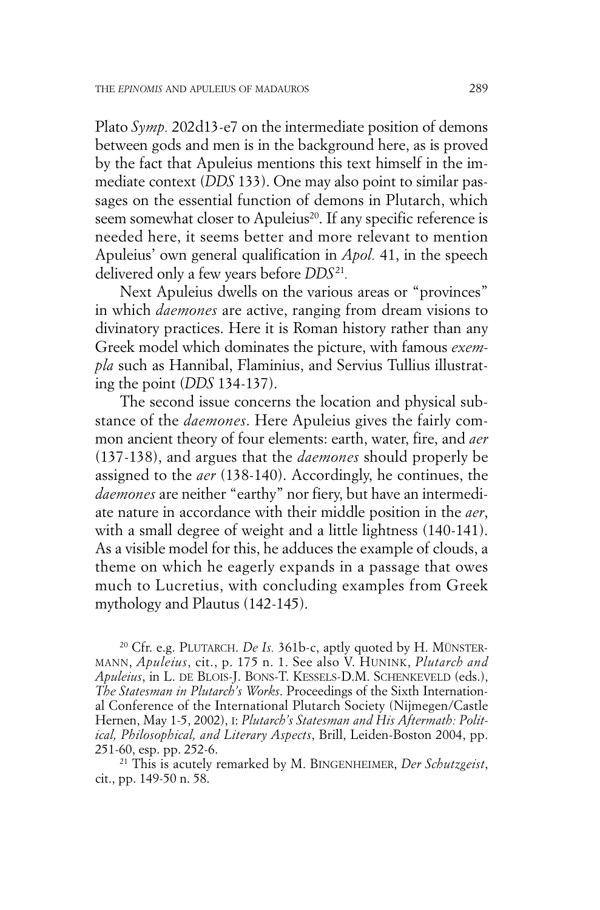Plato *Symp.* 202d13-e7 on the intermediate position of demons between gods and men is in the background here, as is proved by the fact that Apuleius mentions this text himself in the immediate context (*DDS* 133). One may also point to similar passages on the essential function of demons in Plutarch, which seem somewhat closer to Apuleius[20]. If any specific reference is needed here, it seems better and more relevant to mention Apuleius' own general qualification in *Apol.* 41, in the speech delivered only a few years before *DDS*[21].

Next Apuleius dwells on the various areas or "provinces" in which *daemones* are active, ranging from dream visions to divinatory practices. Here it is Roman history rather than any Greek model which dominates the picture, with famous *exempla* such as Hannibal, Flaminius, and Servius Tullius illustrating the point (*DDS* 134-137).

The second issue concerns the location and physical substance of the *daemones*. Here Apuleius gives the fairly common ancient theory of four elements: earth, water, fire, and *aer* (137-138), and argues that the *daemones* should properly be assigned to the *aer* (138-140). Accordingly, he continues, the *daemones* are neither "earthy" nor fiery, but have an intermediate nature in accordance with their middle position in the *aer*, with a small degree of weight and a little lightness (140-141). As a visible model for this, he adduces the example of clouds, a theme on which he eagerly expands in a passage that owes much to Lucretius, with concluding examples from Greek mythology and Plautus (142-145).

[20] Cfr. e.g. PLUTARCH. *De Is.* 361b-c, aptly quoted by H. MÜNSTERMANN, *Apuleius*, cit., p. 175 n. 1. See also V. HUNINK, *Plutarch and Apuleius*, in L. DE BLOIS-J. BONS-T. KESSELS-D.M. SCHENKEVELD (eds.), *The Statesman in Plutarch's Works*. Proceedings of the Sixth International Conference of the International Plutarch Society (Nijmegen/Castle Hernen, May 1-5, 2002), I: *Plutarch's Statesman and His Aftermath: Political, Philosophical, and Literary Aspects*, Brill, Leiden-Boston 2004, pp. 251-60, esp. pp. 252-6.

[21] This is acutely remarked by M. BINGENHEIMER, *Der Schutzgeist*, cit., pp. 149-50 n. 58.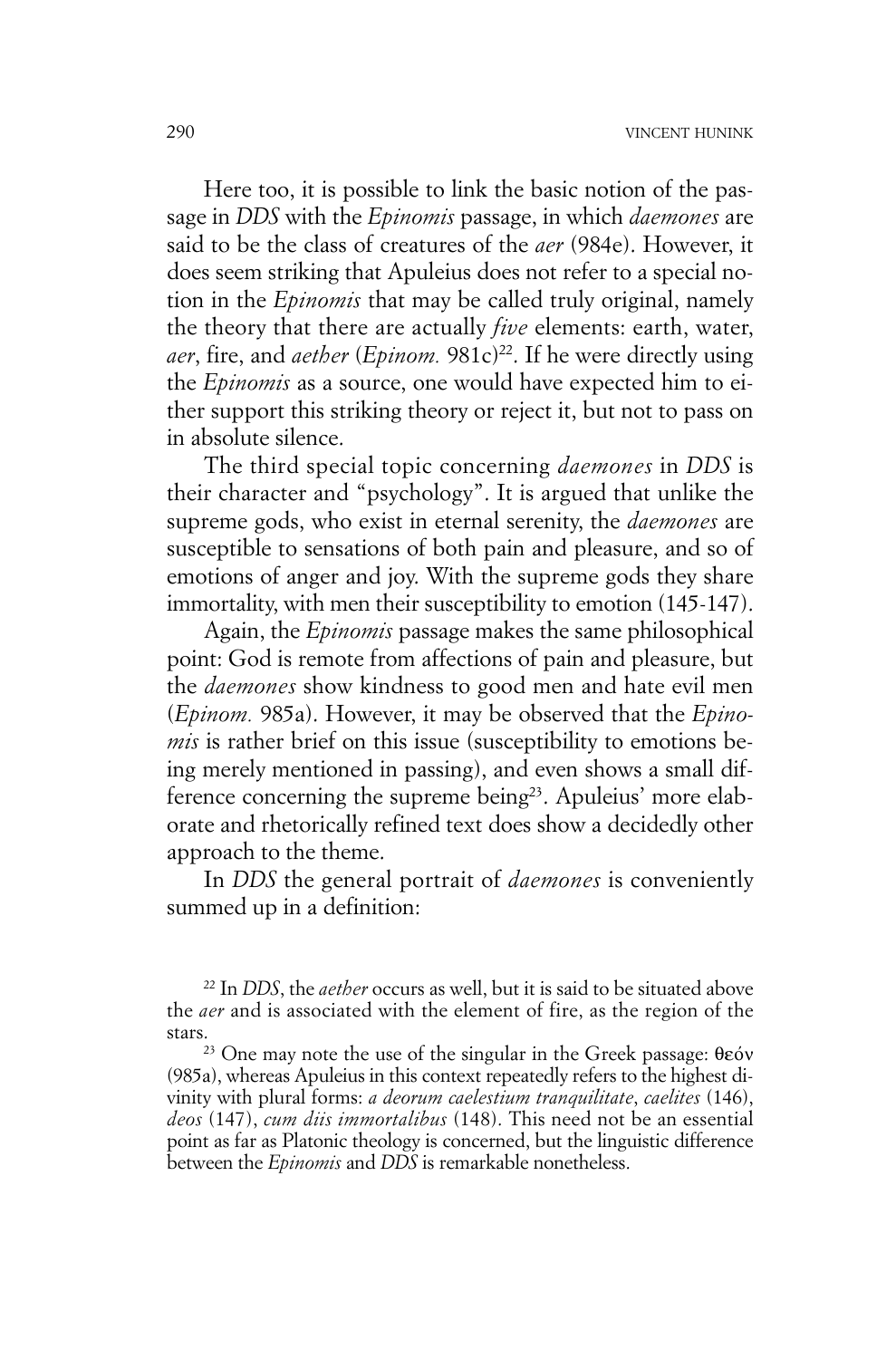Here too, it is possible to link the basic notion of the passage in *DDS* with the *Epinomis* passage, in which *daemones* are said to be the class of creatures of the *aer* (984e). However, it does seem striking that Apuleius does not refer to a special notion in the *Epinomis* that may be called truly original, namely the theory that there are actually *five* elements: earth, water, *aer*, fire, and *aether* (*Epinom.* 981c)[22]. If he were directly using the *Epinomis* as a source, one would have expected him to either support this striking theory or reject it, but not to pass on in absolute silence.

The third special topic concerning *daemones* in *DDS* is their character and "psychology". It is argued that unlike the supreme gods, who exist in eternal serenity, the *daemones* are susceptible to sensations of both pain and pleasure, and so of emotions of anger and joy. With the supreme gods they share immortality, with men their susceptibility to emotion (145-147).

Again, the *Epinomis* passage makes the same philosophical point: God is remote from affections of pain and pleasure, but the *daemones* show kindness to good men and hate evil men (*Epinom.* 985a). However, it may be observed that the *Epinomis* is rather brief on this issue (susceptibility to emotions being merely mentioned in passing), and even shows a small difference concerning the supreme being[23]. Apuleius' more elaborate and rhetorically refined text does show a decidedly other approach to the theme.

In *DDS* the general portrait of *daemones* is conveniently summed up in a definition:

[22] In *DDS*, the *aether* occurs as well, but it is said to be situated above the *aer* and is associated with the element of fire, as the region of the stars.

[23] One may note the use of the singular in the Greek passage: θεόν (985a), whereas Apuleius in this context repeatedly refers to the highest divinity with plural forms: *a deorum caelestium tranquilitate*, *caelites* (146), *deos* (147), *cum diis immortalibus* (148). This need not be an essential point as far as Platonic theology is concerned, but the linguistic difference between the *Epinomis* and *DDS* is remarkable nonetheless.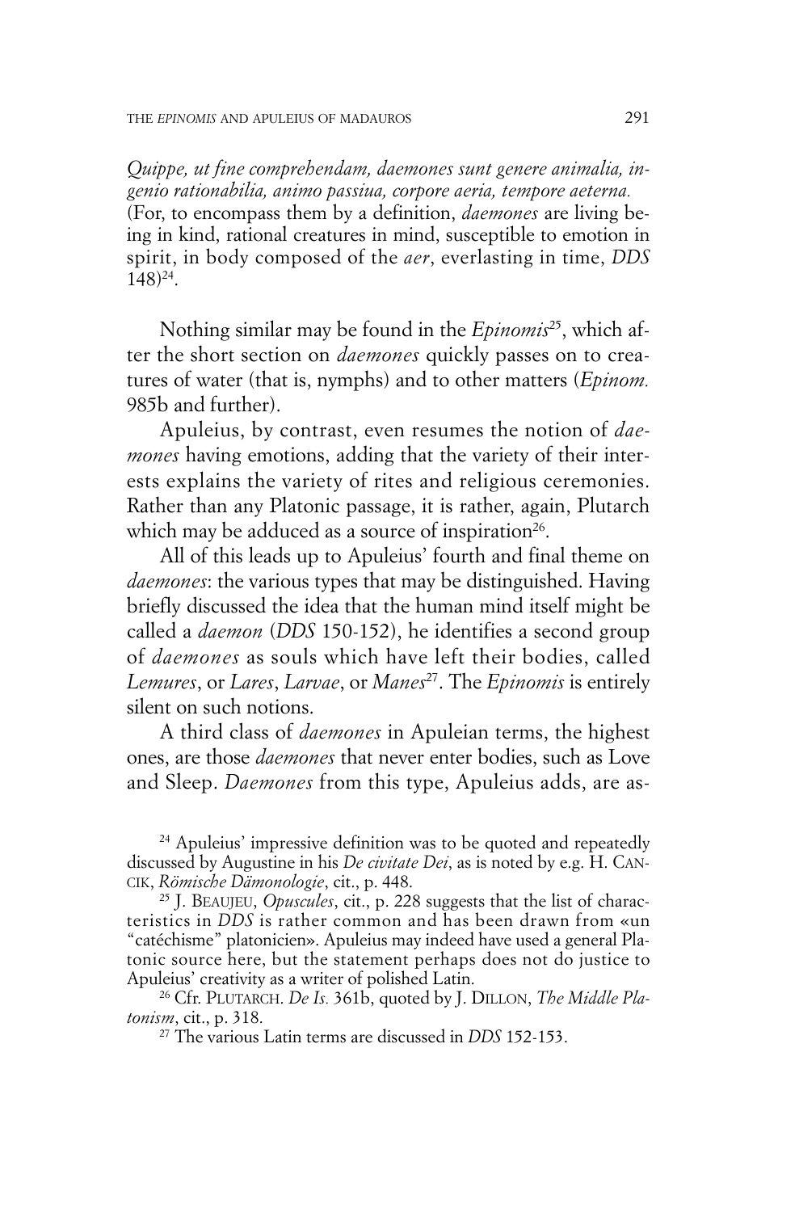*Quippe, ut fine comprehendam, daemones sunt genere animalia, ingenio rationabilia, animo passiua, corpore aeria, tempore aeterna.* (For, to encompass them by a definition, *daemones* are living being in kind, rational creatures in mind, susceptible to emotion in spirit, in body composed of the *aer*, everlasting in time, *DDS* 148)[24].

Nothing similar may be found in the *Epinomis*[25], which after the short section on *daemones* quickly passes on to creatures of water (that is, nymphs) and to other matters (*Epinom.* 985b and further).

Apuleius, by contrast, even resumes the notion of *daemones* having emotions, adding that the variety of their interests explains the variety of rites and religious ceremonies. Rather than any Platonic passage, it is rather, again, Plutarch which may be adduced as a source of inspiration[26].

All of this leads up to Apuleius' fourth and final theme on *daemones*: the various types that may be distinguished. Having briefly discussed the idea that the human mind itself might be called a *daemon* (*DDS* 150-152), he identifies a second group of *daemones* as souls which have left their bodies, called *Lemures*, or *Lares*, *Larvae*, or *Manes*[27]. The *Epinomis* is entirely silent on such notions.

A third class of *daemones* in Apuleian terms, the highest ones, are those *daemones* that never enter bodies, such as Love and Sleep. *Daemones* from this type, Apuleius adds, are as-

---

[24] Apuleius' impressive definition was to be quoted and repeatedly discussed by Augustine in his *De civitate Dei*, as is noted by e.g. H. CANCIK, *Römische Dämonologie*, cit., p. 448.

[25] J. BEAUJEU, *Opuscules*, cit., p. 228 suggests that the list of characteristics in *DDS* is rather common and has been drawn from «un "catéchisme" platonicien». Apuleius may indeed have used a general Platonic source here, but the statement perhaps does not do justice to Apuleius' creativity as a writer of polished Latin.

[26] Cfr. PLUTARCH. *De Is.* 361b, quoted by J. DILLON, *The Middle Platonism*, cit., p. 318.

[27] The various Latin terms are discussed in *DDS* 152-153.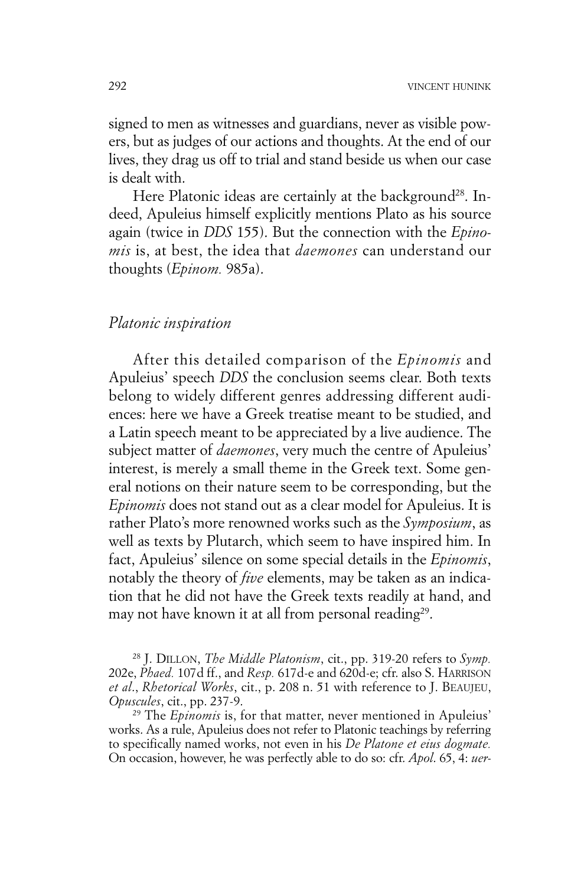signed to men as witnesses and guardians, never as visible powers, but as judges of our actions and thoughts. At the end of our lives, they drag us off to trial and stand beside us when our case is dealt with.

Here Platonic ideas are certainly at the background[28]. Indeed, Apuleius himself explicitly mentions Plato as his source again (twice in *DDS* 155). But the connection with the *Epinomis* is, at best, the idea that *daemones* can understand our thoughts (*Epinom.* 985a).

## *Platonic inspiration*

After this detailed comparison of the *Epinomis* and Apuleius' speech *DDS* the conclusion seems clear. Both texts belong to widely different genres addressing different audiences: here we have a Greek treatise meant to be studied, and a Latin speech meant to be appreciated by a live audience. The subject matter of *daemones*, very much the centre of Apuleius' interest, is merely a small theme in the Greek text. Some general notions on their nature seem to be corresponding, but the *Epinomis* does not stand out as a clear model for Apuleius. It is rather Plato's more renowned works such as the *Symposium*, as well as texts by Plutarch, which seem to have inspired him. In fact, Apuleius' silence on some special details in the *Epinomis*, notably the theory of *five* elements, may be taken as an indication that he did not have the Greek texts readily at hand, and may not have known it at all from personal reading[29].

[28] J. DILLON, *The Middle Platonism*, cit., pp. 319-20 refers to *Symp.* 202e, *Phaed.* 107d ff., and *Resp.* 617d-e and 620d-e; cfr. also S. HARRISON *et al.*, *Rhetorical Works*, cit., p. 208 n. 51 with reference to J. BEAUJEU, *Opuscules*, cit., pp. 237-9.

[29] The *Epinomis* is, for that matter, never mentioned in Apuleius' works. As a rule, Apuleius does not refer to Platonic teachings by referring to specifically named works, not even in his *De Platone et eius dogmate.* On occasion, however, he was perfectly able to do so: cfr. *Apol.* 65, 4: *uer-*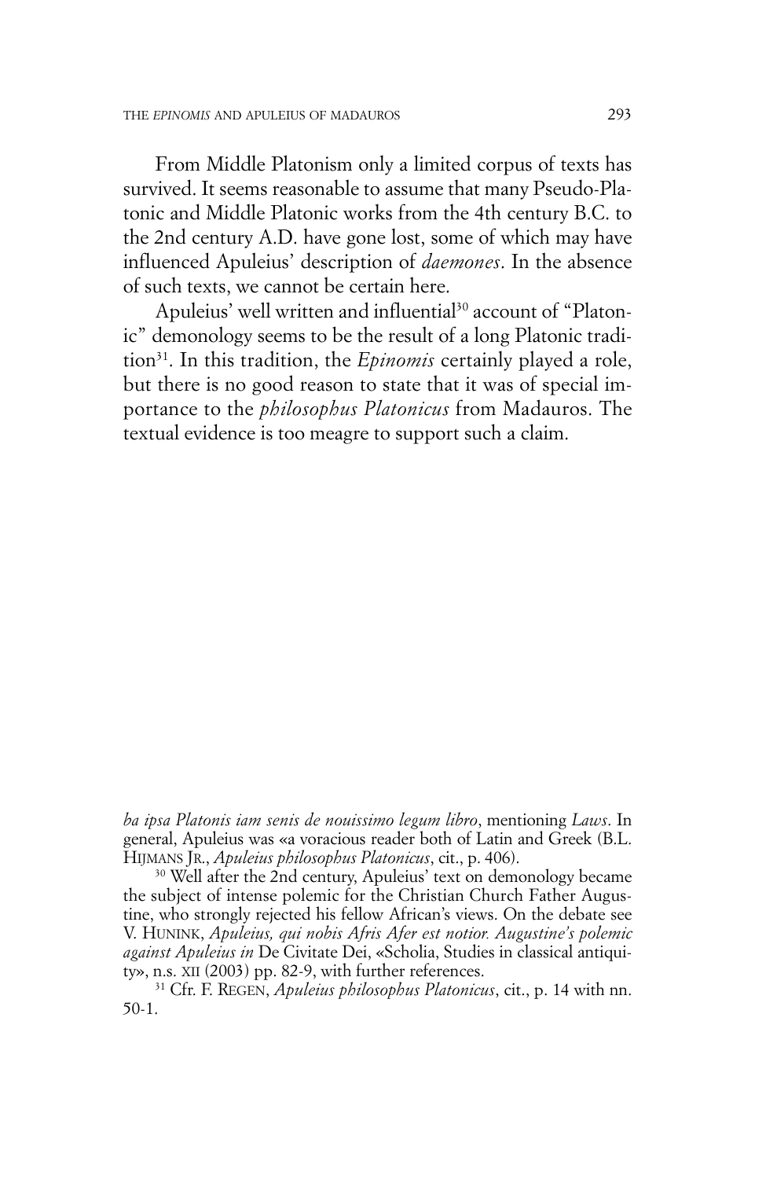From Middle Platonism only a limited corpus of texts has survived. It seems reasonable to assume that many Pseudo-Platonic and Middle Platonic works from the 4th century B.C. to the 2nd century A.D. have gone lost, some of which may have influenced Apuleius' description of *daemones*. In the absence of such texts, we cannot be certain here.

Apuleius' well written and influential[30] account of "Platonic" demonology seems to be the result of a long Platonic tradition[31]. In this tradition, the *Epinomis* certainly played a role, but there is no good reason to state that it was of special importance to the *philosophus Platonicus* from Madauros. The textual evidence is too meagre to support such a claim.

---

*ba ipsa Platonis iam senis de nouissimo legum libro*, mentioning *Laws*. In general, Apuleius was «a voracious reader both of Latin and Greek (B.L. Hijmans Jr., *Apuleius philosophus Platonicus*, cit., p. 406).

[30] Well after the 2nd century, Apuleius' text on demonology became the subject of intense polemic for the Christian Church Father Augustine, who strongly rejected his fellow African's views. On the debate see V. Hunink, *Apuleius, qui nobis Afris Afer est notior. Augustine's polemic against Apuleius in* De Civitate Dei, «Scholia, Studies in classical antiquity», n.s. XII (2003) pp. 82-9, with further references.

[31] Cfr. F. Regen, *Apuleius philosophus Platonicus*, cit., p. 14 with nn. 50-1.